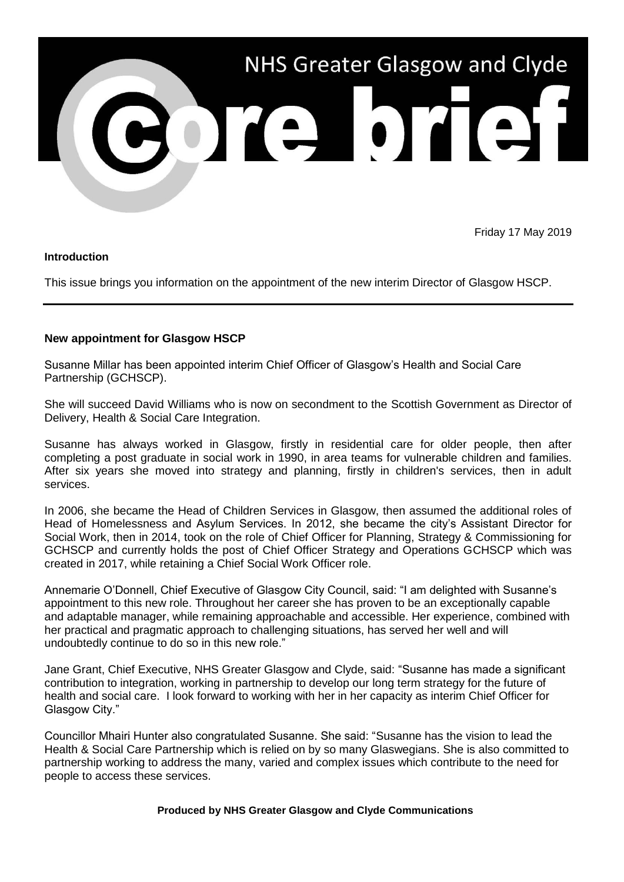# NHS Greater Glasgow and Clyde

# core brief

Friday 17 May 2019

**Introduction**

This issue brings you information on the appointment of the new interim Director of Glasgow HSCP.

---

**New appointment for Glasgow HSCP**

Susanne Millar has been appointed interim Chief Officer of Glasgow's Health and Social Care Partnership (GCHSCP).

She will succeed David Williams who is now on secondment to the Scottish Government as Director of Delivery, Health & Social Care Integration.

Susanne has always worked in Glasgow, firstly in residential care for older people, then after completing a post graduate in social work in 1990, in area teams for vulnerable children and families. After six years she moved into strategy and planning, firstly in children's services, then in adult services.

In 2006, she became the Head of Children Services in Glasgow, then assumed the additional roles of Head of Homelessness and Asylum Services. In 2012, she became the city's Assistant Director for Social Work, then in 2014, took on the role of Chief Officer for Planning, Strategy & Commissioning for GCHSCP and currently holds the post of Chief Officer Strategy and Operations GCHSCP which was created in 2017, while retaining a Chief Social Work Officer role.

Annemarie O'Donnell, Chief Executive of Glasgow City Council, said: "I am delighted with Susanne's appointment to this new role. Throughout her career she has proven to be an exceptionally capable and adaptable manager, while remaining approachable and accessible. Her experience, combined with her practical and pragmatic approach to challenging situations, has served her well and will undoubtedly continue to do so in this new role."

Jane Grant, Chief Executive, NHS Greater Glasgow and Clyde, said: "Susanne has made a significant contribution to integration, working in partnership to develop our long term strategy for the future of health and social care. I look forward to working with her in her capacity as interim Chief Officer for Glasgow City."

Councillor Mhairi Hunter also congratulated Susanne. She said: "Susanne has the vision to lead the Health & Social Care Partnership which is relied on by so many Glaswegians. She is also committed to partnership working to address the many, varied and complex issues which contribute to the need for people to access these services.

**Produced by NHS Greater Glasgow and Clyde Communications**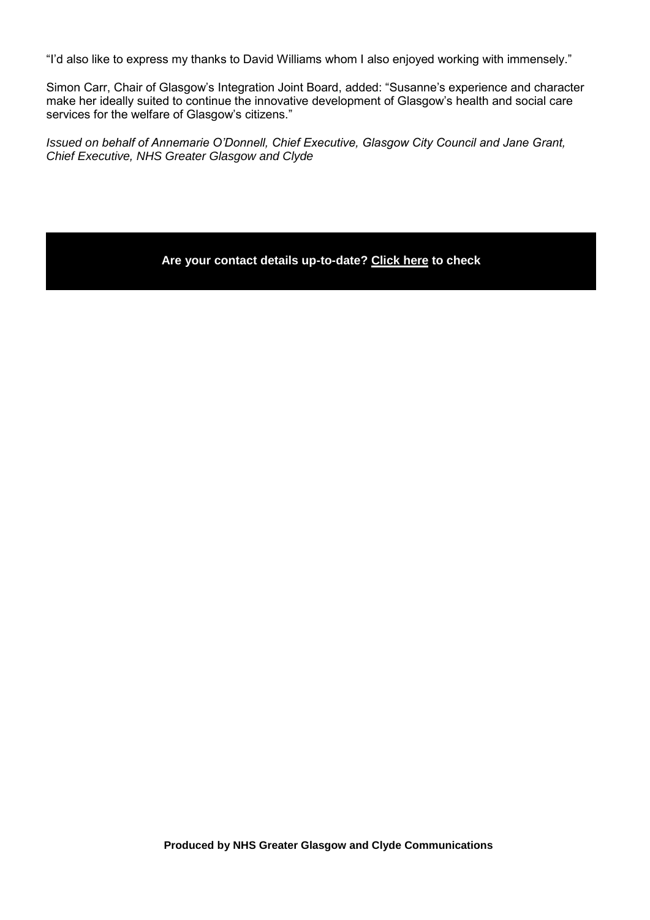"I'd also like to express my thanks to David Williams whom I also enjoyed working with immensely."

Simon Carr, Chair of Glasgow's Integration Joint Board, added: "Susanne's experience and character make her ideally suited to continue the innovative development of Glasgow's health and social care services for the welfare of Glasgow's citizens."

*Issued on behalf of Annemarie O'Donnell, Chief Executive, Glasgow City Council and Jane Grant, Chief Executive, NHS Greater Glasgow and Clyde*

**Are your contact details up-to-date? Click here to check**

**Produced by NHS Greater Glasgow and Clyde Communications**